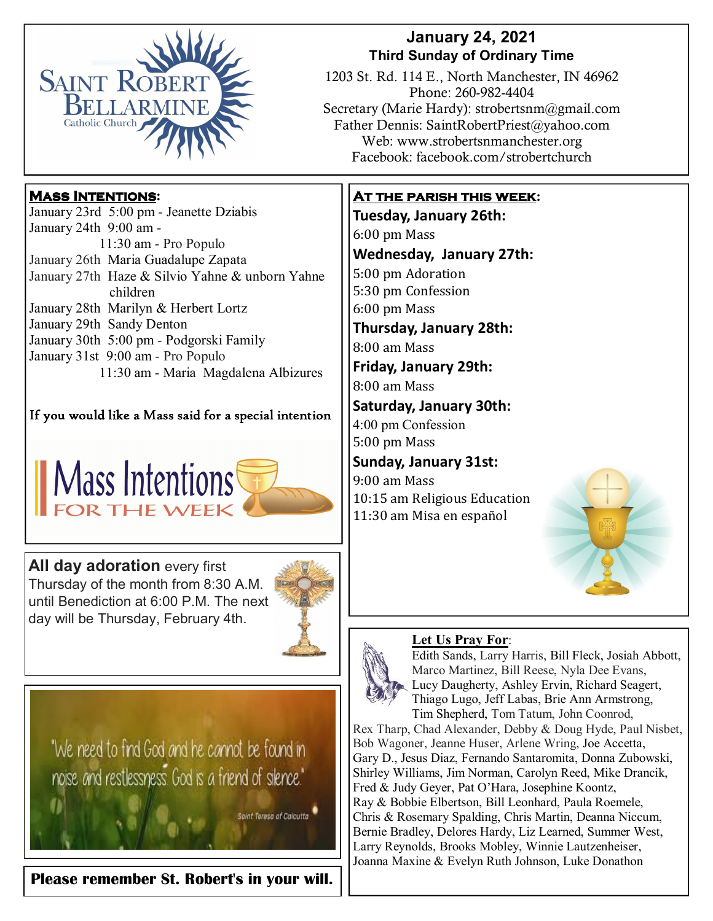# Saint Robert Bellarmine Catholic Church

## January 24, 2021
### Third Sunday of Ordinary Time

1203 St. Rd. 114 E., North Manchester, IN 46962
Phone: 260-982-4404
Secretary (Marie Hardy): strobertsnm@gmail.com
Father Dennis: SaintRobertPriest@yahoo.com
Web: www.strobertsnmanchester.org
Facebook: facebook.com/strobertchurch

## Mass Intentions:

January 23rd 5:00 pm - Jeanette Dziabis
January 24th 9:00 am -
11:30 am - Pro Populo
January 26th Maria Guadalupe Zapata
January 27th Haze & Silvio Yahne & unborn Yahne children
January 28th Marilyn & Herbert Lortz
January 29th Sandy Denton
January 30th 5:00 pm - Podgorski Family
January 31st 9:00 am - Pro Populo
11:30 am - Maria Magdalena Albizures

If you would like a Mass said for a special intention

Mass Intentions FOR THE WEEK

**All day adoration** every first Thursday of the month from 8:30 A.M. until Benediction at 6:00 P.M. The next day will be Thursday, February 4th.

"We need to find God and he cannot be found in noise and restlessness. God is a friend of silence."
Saint Teresa of Calcutta

**Please remember St. Robert's in your will.**

## At the parish this week:

**Tuesday, January 26th:**
6:00 pm Mass

**Wednesday, January 27th:**
5:00 pm Adoration
5:30 pm Confession
6:00 pm Mass

**Thursday, January 28th:**
8:00 am Mass

**Friday, January 29th:**
8:00 am Mass

**Saturday, January 30th:**
4:00 pm Confession
5:00 pm Mass

**Sunday, January 31st:**
9:00 am Mass
10:15 am Religious Education
11:30 am Misa en español

## Let Us Pray For:

Edith Sands, Larry Harris, Bill Fleck, Josiah Abbott, Marco Martinez, Bill Reese, Nyla Dee Evans, Lucy Daugherty, Ashley Ervin, Richard Seagert, Thiago Lugo, Jeff Labas, Brie Ann Armstrong, Tim Shepherd, Tom Tatum, John Coonrod, Rex Tharp, Chad Alexander, Debby & Doug Hyde, Paul Nisbet, Bob Wagoner, Jeanne Huser, Arlene Wring, Joe Accetta, Gary D., Jesus Diaz, Fernando Santaromita, Donna Zubowski, Shirley Williams, Jim Norman, Carolyn Reed, Mike Drancik, Fred & Judy Geyer, Pat O'Hara, Josephine Koontz, Ray & Bobbie Elbertson, Bill Leonhard, Paula Roemele, Chris & Rosemary Spalding, Chris Martin, Deanna Niccum, Bernie Bradley, Delores Hardy, Liz Learned, Summer West, Larry Reynolds, Brooks Mobley, Winnie Lautzenheiser, Joanna Maxine & Evelyn Ruth Johnson, Luke Donathon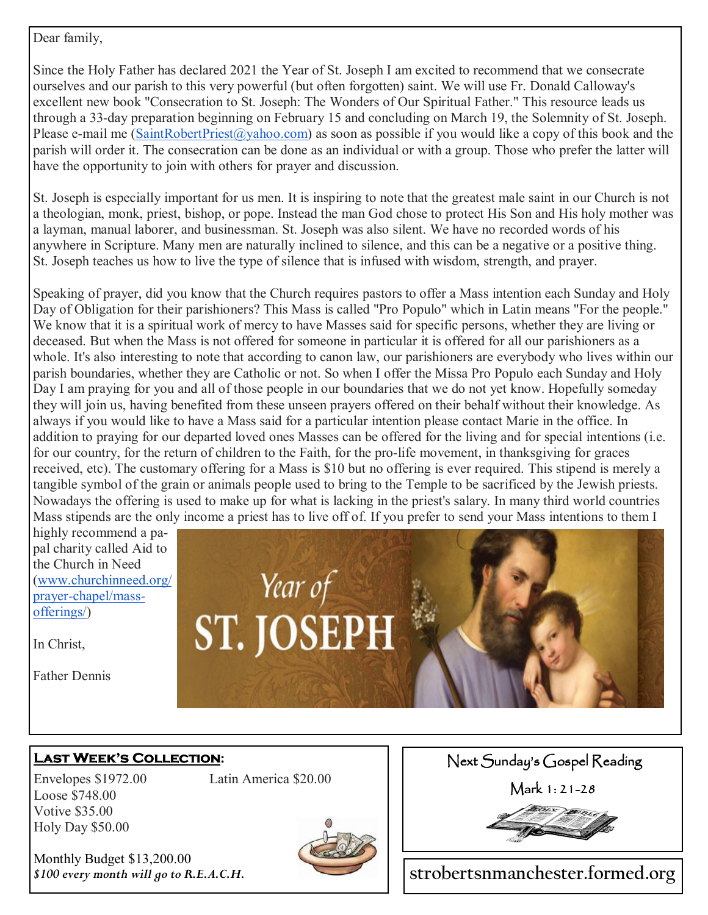Dear family,

Since the Holy Father has declared 2021 the Year of St. Joseph I am excited to recommend that we consecrate ourselves and our parish to this very powerful (but often forgotten) saint. We will use Fr. Donald Calloway's excellent new book "Consecration to St. Joseph: The Wonders of Our Spiritual Father." This resource leads us through a 33-day preparation beginning on February 15 and concluding on March 19, the Solemnity of St. Joseph. Please e-mail me (SaintRobertPriest@yahoo.com) as soon as possible if you would like a copy of this book and the parish will order it. The consecration can be done as an individual or with a group. Those who prefer the latter will have the opportunity to join with others for prayer and discussion.

St. Joseph is especially important for us men. It is inspiring to note that the greatest male saint in our Church is not a theologian, monk, priest, bishop, or pope. Instead the man God chose to protect His Son and His holy mother was a layman, manual laborer, and businessman. St. Joseph was also silent. We have no recorded words of his anywhere in Scripture. Many men are naturally inclined to silence, and this can be a negative or a positive thing. St. Joseph teaches us how to live the type of silence that is infused with wisdom, strength, and prayer.

Speaking of prayer, did you know that the Church requires pastors to offer a Mass intention each Sunday and Holy Day of Obligation for their parishioners? This Mass is called "Pro Populo" which in Latin means "For the people." We know that it is a spiritual work of mercy to have Masses said for specific persons, whether they are living or deceased. But when the Mass is not offered for someone in particular it is offered for all our parishioners as a whole. It's also interesting to note that according to canon law, our parishioners are everybody who lives within our parish boundaries, whether they are Catholic or not. So when I offer the Missa Pro Populo each Sunday and Holy Day I am praying for you and all of those people in our boundaries that we do not yet know. Hopefully someday they will join us, having benefited from these unseen prayers offered on their behalf without their knowledge. As always if you would like to have a Mass said for a particular intention please contact Marie in the office. In addition to praying for our departed loved ones Masses can be offered for the living and for special intentions (i.e. for our country, for the return of children to the Faith, for the pro-life movement, in thanksgiving for graces received, etc). The customary offering for a Mass is $10 but no offering is ever required. This stipend is merely a tangible symbol of the grain or animals people used to bring to the Temple to be sacrificed by the Jewish priests. Nowadays the offering is used to make up for what is lacking in the priest's salary. In many third world countries Mass stipends are the only income a priest has to live off of. If you prefer to send your Mass intentions to them I highly recommend a papal charity called Aid to the Church in Need (www.churchinneed.org/prayer-chapel/mass-offerings/)

In Christ,

Father Dennis

Year of ST. JOSEPH

## **Last Week's Collection:**

Envelopes $1972.00
Loose $748.00
Votive $35.00
Holy Day $50.00
Latin America $20.00

Monthly Budget $13,200.00
*$100 every month will go to R.E.A.C.H.*

Next Sunday's Gospel Reading

Mark 1: 21-28

**strobertsnmanchester.formed.org**